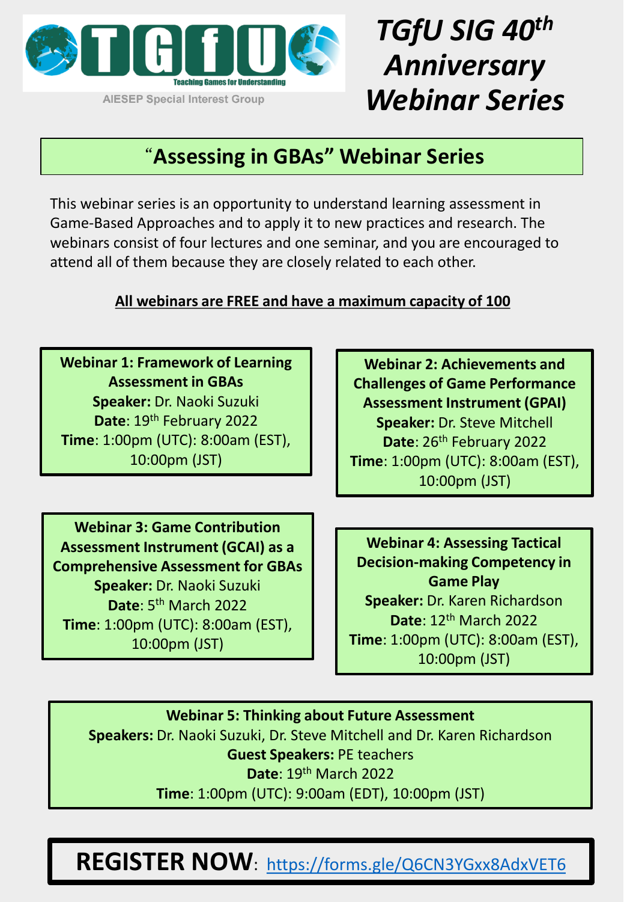TGfU

Teaching Games for Understanding

AIESEP Special Interest Group

# *TGfU SIG 40th Anniversary Webinar Series*

## "Assessing in GBAs" Webinar Series

This webinar series is an opportunity to understand learning assessment in Game-Based Approaches and to apply it to new practices and research. The webinars consist of four lectures and one seminar, and you are encouraged to attend all of them because they are closely related to each other.

**All webinars are FREE and have a maximum capacity of 100**

**Webinar 1: Framework of Learning Assessment in GBAs**
**Speaker:** Dr. Naoki Suzuki
**Date**: 19th February 2022
**Time**: 1:00pm (UTC): 8:00am (EST), 10:00pm (JST)

**Webinar 2: Achievements and Challenges of Game Performance Assessment Instrument (GPAI)**
**Speaker:** Dr. Steve Mitchell
**Date**: 26th February 2022
**Time**: 1:00pm (UTC): 8:00am (EST), 10:00pm (JST)

**Webinar 3: Game Contribution Assessment Instrument (GCAI) as a Comprehensive Assessment for GBAs**
**Speaker:** Dr. Naoki Suzuki
**Date**: 5th March 2022
**Time**: 1:00pm (UTC): 8:00am (EST), 10:00pm (JST)

**Webinar 4: Assessing Tactical Decision-making Competency in Game Play**
**Speaker:** Dr. Karen Richardson
**Date**: 12th March 2022
**Time**: 1:00pm (UTC): 8:00am (EST), 10:00pm (JST)

**Webinar 5: Thinking about Future Assessment**
**Speakers:** Dr. Naoki Suzuki, Dr. Steve Mitchell and Dr. Karen Richardson
**Guest Speakers:** PE teachers
**Date**: 19th March 2022
**Time**: 1:00pm (UTC): 9:00am (EDT), 10:00pm (JST)

**REGISTER NOW**: https://forms.gle/Q6CN3YGxx8AdxVET6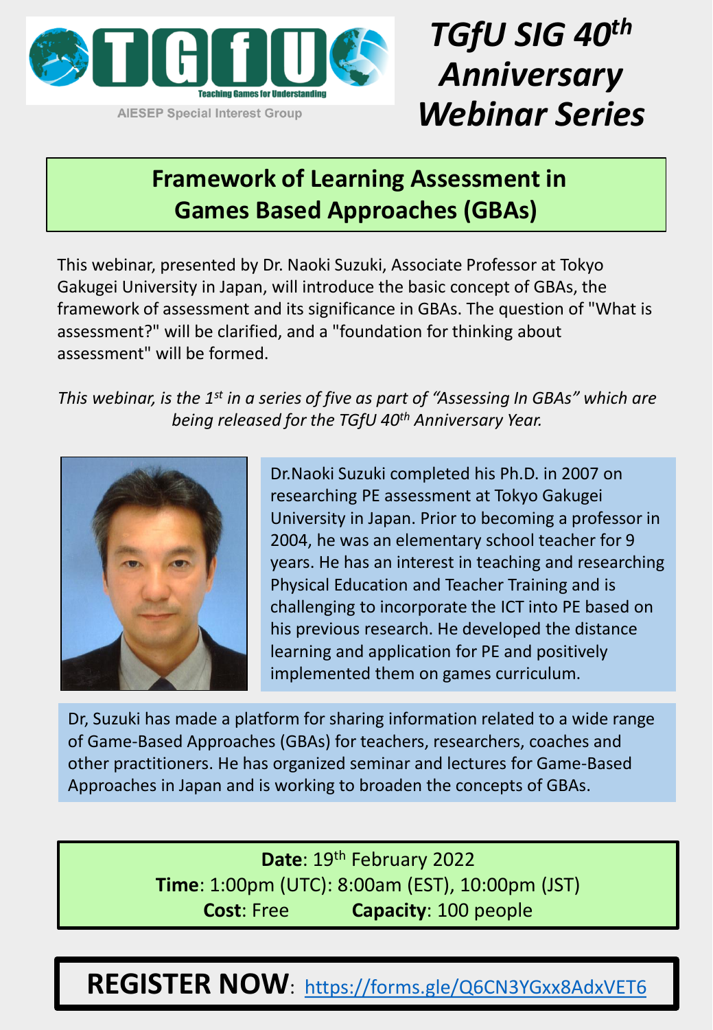TGfU
Teaching Games for Understanding
AIESEP Special Interest Group

# *TGfU SIG 40th Anniversary Webinar Series*

## Framework of Learning Assessment in Games Based Approaches (GBAs)

This webinar, presented by Dr. Naoki Suzuki, Associate Professor at Tokyo Gakugei University in Japan, will introduce the basic concept of GBAs, the framework of assessment and its significance in GBAs. The question of "What is assessment?" will be clarified, and a "foundation for thinking about assessment" will be formed.

*This webinar, is the 1st in a series of five as part of "Assessing In GBAs" which are being released for the TGfU 40th Anniversary Year.*

Dr.Naoki Suzuki completed his Ph.D. in 2007 on researching PE assessment at Tokyo Gakugei University in Japan. Prior to becoming a professor in 2004, he was an elementary school teacher for 9 years. He has an interest in teaching and researching Physical Education and Teacher Training and is challenging to incorporate the ICT into PE based on his previous research. He developed the distance learning and application for PE and positively implemented them on games curriculum.

Dr, Suzuki has made a platform for sharing information related to a wide range of Game-Based Approaches (GBAs) for teachers, researchers, coaches and other practitioners. He has organized seminar and lectures for Game-Based Approaches in Japan and is working to broaden the concepts of GBAs.

**Date**: 19th February 2022
**Time**: 1:00pm (UTC): 8:00am (EST), 10:00pm (JST)
**Cost**: Free **Capacity**: 100 people

**REGISTER NOW**: https://forms.gle/Q6CN3YGxx8AdxVET6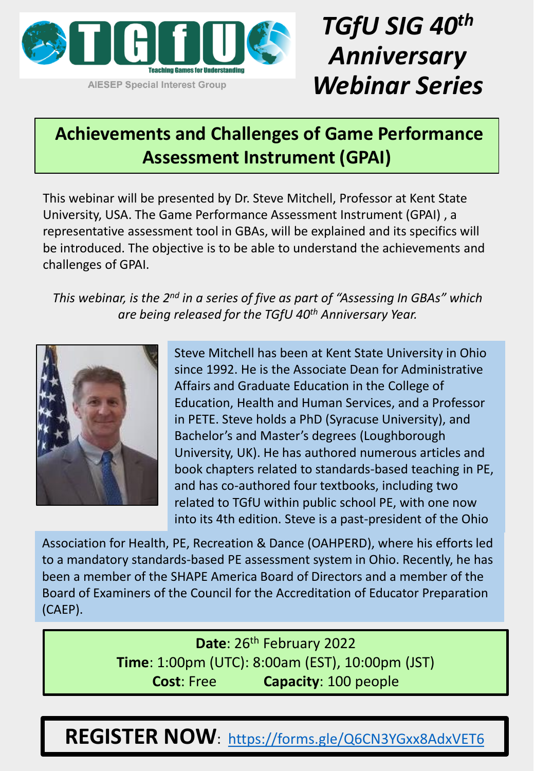# TGfU SIG 40th Anniversary Webinar Series

Teaching Games for Understanding

AIESEP Special Interest Group

## Achievements and Challenges of Game Performance Assessment Instrument (GPAI)

This webinar will be presented by Dr. Steve Mitchell, Professor at Kent State University, USA. The Game Performance Assessment Instrument (GPAI) , a representative assessment tool in GBAs, will be explained and its specifics will be introduced. The objective is to be able to understand the achievements and challenges of GPAI.

*This webinar, is the 2nd in a series of five as part of "Assessing In GBAs" which are being released for the TGfU 40th Anniversary Year.*

Steve Mitchell has been at Kent State University in Ohio since 1992. He is the Associate Dean for Administrative Affairs and Graduate Education in the College of Education, Health and Human Services, and a Professor in PETE. Steve holds a PhD (Syracuse University), and Bachelor's and Master's degrees (Loughborough University, UK). He has authored numerous articles and book chapters related to standards-based teaching in PE, and has co-authored four textbooks, including two related to TGfU within public school PE, with one now into its 4th edition. Steve is a past-president of the Ohio Association for Health, PE, Recreation & Dance (OAHPERD), where his efforts led to a mandatory standards-based PE assessment system in Ohio. Recently, he has been a member of the SHAPE America Board of Directors and a member of the Board of Examiners of the Council for the Accreditation of Educator Preparation (CAEP).

**Date**: 26th February 2022
**Time**: 1:00pm (UTC): 8:00am (EST), 10:00pm (JST)
**Cost**: Free **Capacity**: 100 people

**REGISTER NOW**: https://forms.gle/Q6CN3YGxx8AdxVET6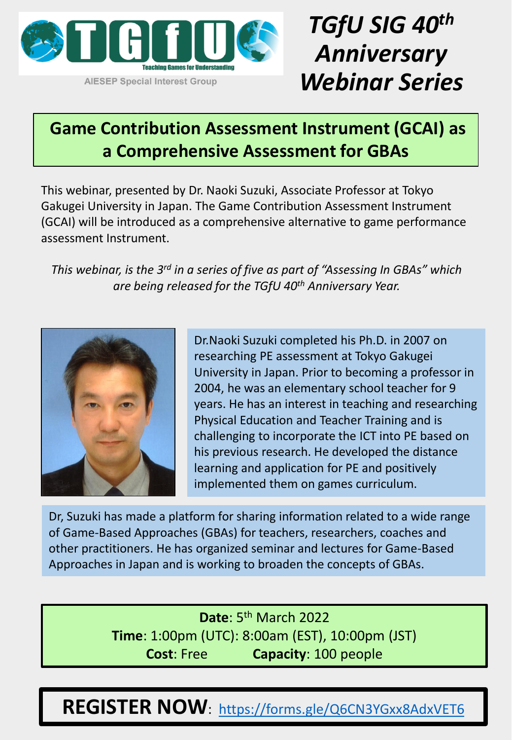TGfU

Teaching Games for Understanding

AIESEP Special Interest Group

# *TGfU SIG 40th Anniversary Webinar Series*

## Game Contribution Assessment Instrument (GCAI) as a Comprehensive Assessment for GBAs

This webinar, presented by Dr. Naoki Suzuki, Associate Professor at Tokyo Gakugei University in Japan. The Game Contribution Assessment Instrument (GCAI) will be introduced as a comprehensive alternative to game performance assessment Instrument.

*This webinar, is the 3rd in a series of five as part of "Assessing In GBAs" which are being released for the TGfU 40th Anniversary Year.*

Dr.Naoki Suzuki completed his Ph.D. in 2007 on researching PE assessment at Tokyo Gakugei University in Japan. Prior to becoming a professor in 2004, he was an elementary school teacher for 9 years. He has an interest in teaching and researching Physical Education and Teacher Training and is challenging to incorporate the ICT into PE based on his previous research. He developed the distance learning and application for PE and positively implemented them on games curriculum.

Dr, Suzuki has made a platform for sharing information related to a wide range of Game-Based Approaches (GBAs) for teachers, researchers, coaches and other practitioners. He has organized seminar and lectures for Game-Based Approaches in Japan and is working to broaden the concepts of GBAs.

**Date**: 5th March 2022
**Time**: 1:00pm (UTC): 8:00am (EST), 10:00pm (JST)
**Cost**: Free **Capacity**: 100 people

**REGISTER NOW**: https://forms.gle/Q6CN3YGxx8AdxVET6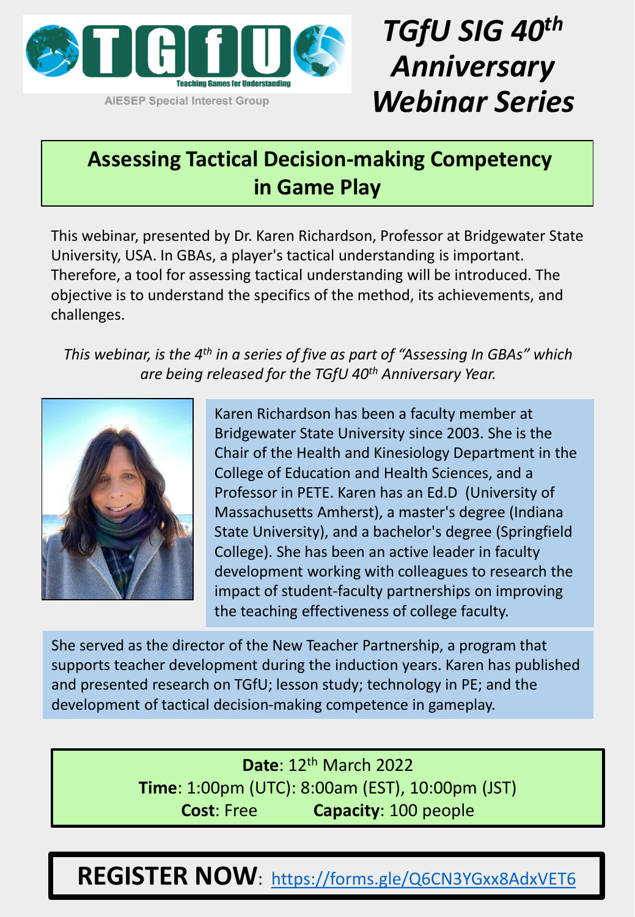TGfU — Teaching Games for Understanding

AIESEP Special Interest Group

# *TGfU SIG 40th Anniversary Webinar Series*

## Assessing Tactical Decision-making Competency in Game Play

This webinar, presented by Dr. Karen Richardson, Professor at Bridgewater State University, USA. In GBAs, a player's tactical understanding is important. Therefore, a tool for assessing tactical understanding will be introduced. The objective is to understand the specifics of the method, its achievements, and challenges.

*This webinar, is the 4th in a series of five as part of "Assessing In GBAs" which are being released for the TGfU 40th Anniversary Year.*

Karen Richardson has been a faculty member at Bridgewater State University since 2003. She is the Chair of the Health and Kinesiology Department in the College of Education and Health Sciences, and a Professor in PETE. Karen has an Ed.D (University of Massachusetts Amherst), a master's degree (Indiana State University), and a bachelor's degree (Springfield College). She has been an active leader in faculty development working with colleagues to research the impact of student-faculty partnerships on improving the teaching effectiveness of college faculty.

She served as the director of the New Teacher Partnership, a program that supports teacher development during the induction years. Karen has published and presented research on TGfU; lesson study; technology in PE; and the development of tactical decision-making competence in gameplay.

**Date**: 12th March 2022
**Time**: 1:00pm (UTC): 8:00am (EST), 10:00pm (JST)
**Cost**: Free **Capacity**: 100 people

**REGISTER NOW**: https://forms.gle/Q6CN3YGxx8AdxVET6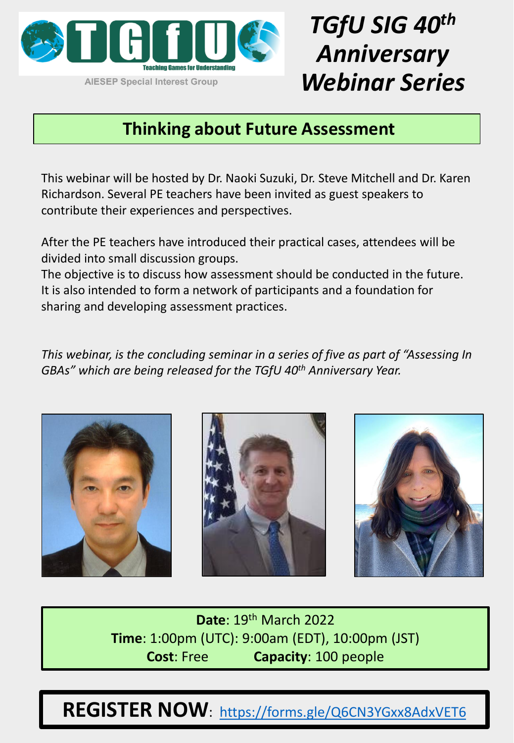TGfU Teaching Games for Understanding

AIESEP Special Interest Group

# *TGfU SIG 40th Anniversary Webinar Series*

## Thinking about Future Assessment

This webinar will be hosted by Dr. Naoki Suzuki, Dr. Steve Mitchell and Dr. Karen Richardson. Several PE teachers have been invited as guest speakers to contribute their experiences and perspectives.

After the PE teachers have introduced their practical cases, attendees will be divided into small discussion groups.
The objective is to discuss how assessment should be conducted in the future. It is also intended to form a network of participants and a foundation for sharing and developing assessment practices.

*This webinar, is the concluding seminar in a series of five as part of "Assessing In GBAs" which are being released for the TGfU 40th Anniversary Year.*

**Date**: 19th March 2022
**Time**: 1:00pm (UTC): 9:00am (EDT), 10:00pm (JST)
**Cost**: Free **Capacity**: 100 people

**REGISTER NOW**: https://forms.gle/Q6CN3YGxx8AdxVET6